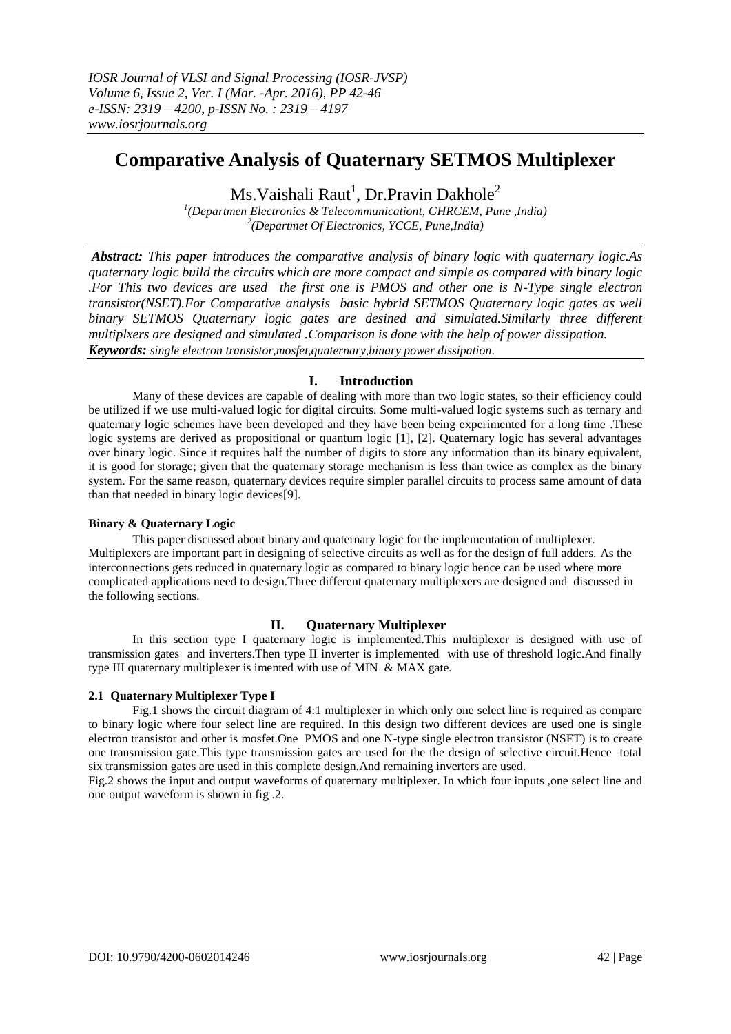# Comparative Analysis of Quaternary SETMOS Multiplexer

Ms.Vaishali Raut[1], Dr.Pravin Dakhole[2]

[1](Departmen Electronics & Telecommunicationt, GHRCEM, Pune ,India)
[2](Departmet Of Electronics, YCCE, Pune,India)

***Abstract:*** *This paper introduces the comparative analysis of binary logic with quaternary logic.As quaternary logic build the circuits which are more compact and simple as compared with binary logic .For This two devices are used the first one is PMOS and other one is N-Type single electron transistor(NSET).For Comparative analysis basic hybrid SETMOS Quaternary logic gates as well binary SETMOS Quaternary logic gates are desined and simulated.Similarly three different multiplxers are designed and simulated .Comparison is done with the help of power dissipation.*

***Keywords:*** *single electron transistor,mosfet,quaternary,binary power dissipation.*

## I. Introduction

Many of these devices are capable of dealing with more than two logic states, so their efficiency could be utilized if we use multi-valued logic for digital circuits. Some multi-valued logic systems such as ternary and quaternary logic schemes have been developed and they have been being experimented for a long time .These logic systems are derived as propositional or quantum logic [1], [2]. Quaternary logic has several advantages over binary logic. Since it requires half the number of digits to store any information than its binary equivalent, it is good for storage; given that the quaternary storage mechanism is less than twice as complex as the binary system. For the same reason, quaternary devices require simpler parallel circuits to process same amount of data than that needed in binary logic devices[9].

**Binary & Quaternary Logic**

This paper discussed about binary and quaternary logic for the implementation of multiplexer. Multiplexers are important part in designing of selective circuits as well as for the design of full adders. As the interconnections gets reduced in quaternary logic as compared to binary logic hence can be used where more complicated applications need to design.Three different quaternary multiplexers are designed and discussed in the following sections.

## II. Quaternary Multiplexer

In this section type I quaternary logic is implemented.This multiplexer is designed with use of transmission gates and inverters.Then type II inverter is implemented with use of threshold logic.And finally type III quaternary multiplexer is imented with use of MIN & MAX gate.

### 2.1 Quaternary Multiplexer Type I

Fig.1 shows the circuit diagram of 4:1 multiplexer in which only one select line is required as compare to binary logic where four select line are required. In this design two different devices are used one is single electron transistor and other is mosfet.One PMOS and one N-type single electron transistor (NSET) is to create one transmission gate.This type transmission gates are used for the the design of selective circuit.Hence total six transmission gates are used in this complete design.And remaining inverters are used.

Fig.2 shows the input and output waveforms of quaternary multiplexer. In which four inputs ,one select line and one output waveform is shown in fig .2.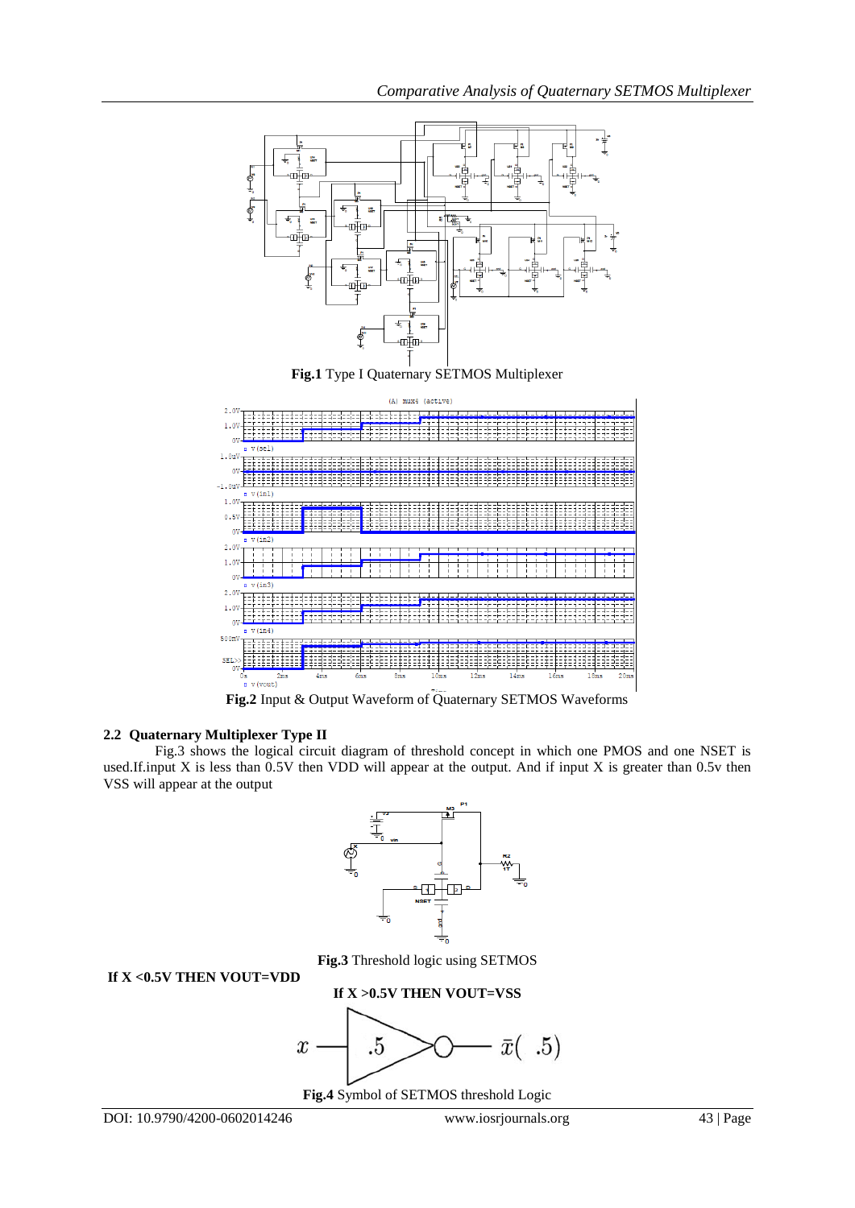**Fig.1** Type I Quaternary SETMOS Multiplexer

**Fig.2** Input & Output Waveform of Quaternary SETMOS Waveforms

### 2.2 Quaternary Multiplexer Type II

Fig.3 shows the logical circuit diagram of threshold concept in which one PMOS and one NSET is used.If.input X is less than 0.5V then VDD will appear at the output. And if input X is greater than 0.5v then VSS will appear at the output

**Fig.3** Threshold logic using SETMOS

**If X <0.5V THEN VOUT=VDD**

**If X >0.5V THEN VOUT=VSS**

**Fig.4** Symbol of SETMOS threshold Logic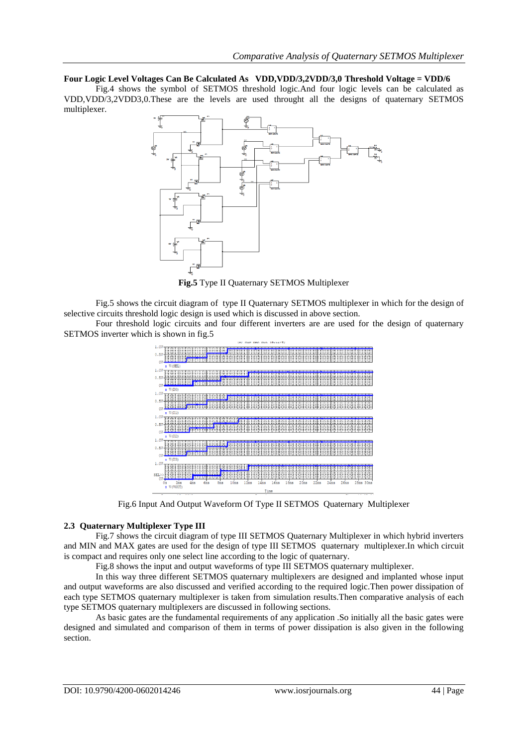**Four Logic Level Voltages Can Be Calculated As VDD,VDD/3,2VDD/3,0 Threshold Voltage = VDD/6**

Fig.4 shows the symbol of SETMOS threshold logic.And four logic levels can be calculated as VDD,VDD/3,2VDD3,0.These are the levels are used throught all the designs of quaternary SETMOS multiplexer.

**Fig.5** Type II Quaternary SETMOS Multiplexer

Fig.5 shows the circuit diagram of type II Quaternary SETMOS multiplexer in which for the design of selective circuits threshold logic design is used which is discussed in above section.

Four threshold logic circuits and four different inverters are are used for the design of quaternary SETMOS inverter which is shown in fig.5

Fig.6 Input And Output Waveform Of Type II SETMOS Quaternary Multiplexer

### 2.3 Quaternary Multiplexer Type III

Fig.7 shows the circuit diagram of type III SETMOS Quaternary Multiplexer in which hybrid inverters and MIN and MAX gates are used for the design of type III SETMOS quaternary multiplexer.In which circuit is compact and requires only one select line according to the logic of quaternary.

Fig.8 shows the input and output waveforms of type III SETMOS quaternary multiplexer.

In this way three different SETMOS quaternary multiplexers are designed and implanted whose input and output waveforms are also discussed and verified according to the required logic.Then power dissipation of each type SETMOS quaternary multiplexer is taken from simulation results.Then comparative analysis of each type SETMOS quaternary multiplexers are discussed in following sections.

As basic gates are the fundamental requirements of any application .So initially all the basic gates were designed and simulated and comparison of them in terms of power dissipation is also given in the following section.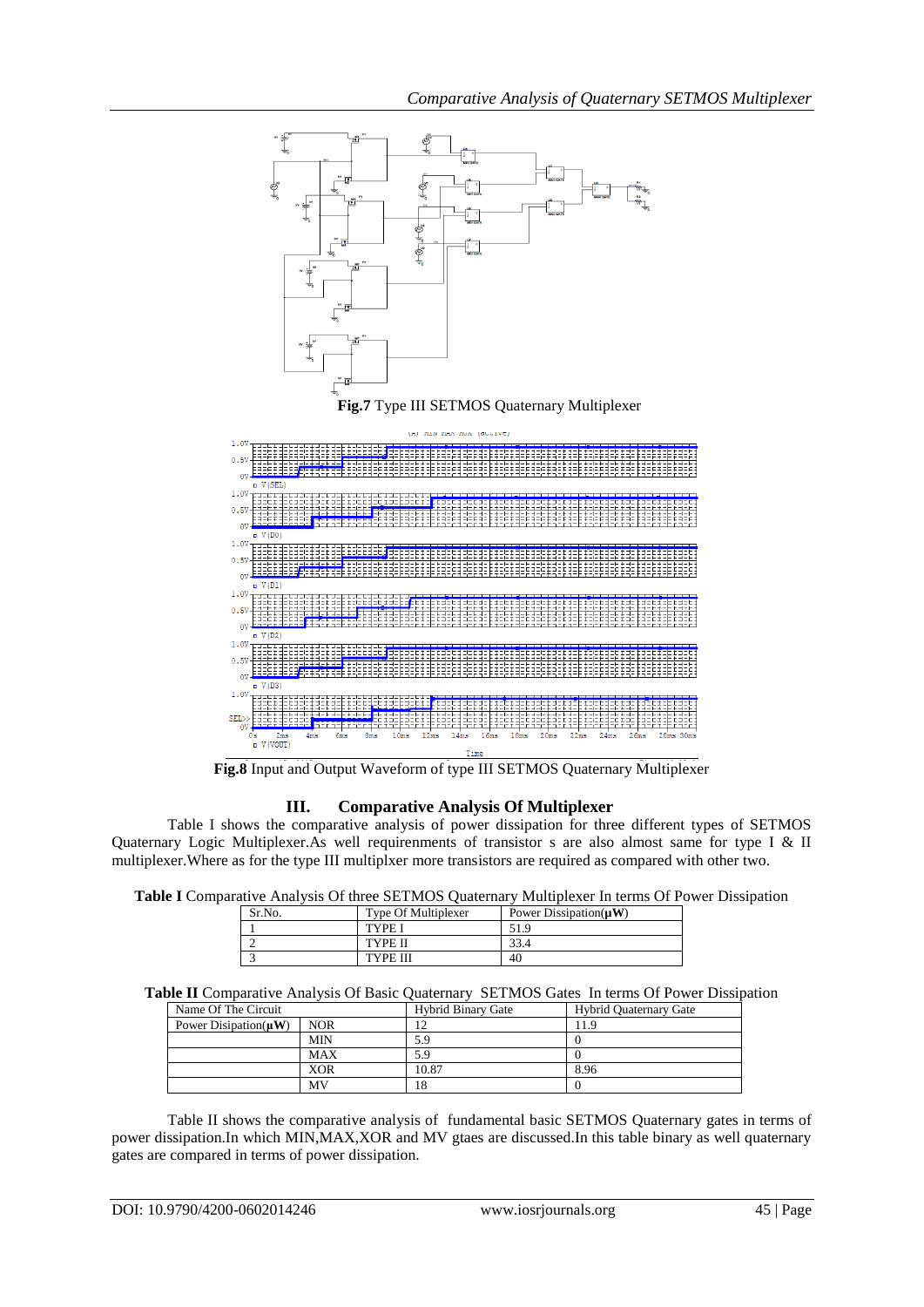**Fig.7** Type III SETMOS Quaternary Multiplexer

**Fig.8** Input and Output Waveform of type III SETMOS Quaternary Multiplexer

## III. Comparative Analysis Of Multiplexer

Table I shows the comparative analysis of power dissipation for three different types of SETMOS Quaternary Logic Multiplexer.As well requirenments of transistor s are also almost same for type I & II multiplexer.Where as for the type III multiplxer more transistors are required as compared with other two.

**Table I** Comparative Analysis Of three SETMOS Quaternary Multiplexer In terms Of Power Dissipation

| Sr.No. | Type Of Multiplexer | Power Dissipation(**μW**) |
|---|---|---|
| 1 | TYPE I | 51.9 |
| 2 | TYPE II | 33.4 |
| 3 | TYPE III | 40 |

**Table II** Comparative Analysis Of Basic Quaternary SETMOS Gates In terms Of Power Dissipation

| Name Of The Circuit | | Hybrid Binary Gate | Hybrid Quaternary Gate |
|---|---|---|---|
| Power Disipation(**μW**) | NOR | 12 | 11.9 |
| | MIN | 5.9 | 0 |
| | MAX | 5.9 | 0 |
| | XOR | 10.87 | 8.96 |
| | MV | 18 | 0 |

Table II shows the comparative analysis of fundamental basic SETMOS Quaternary gates in terms of power dissipation.In which MIN,MAX,XOR and MV gtaes are discussed.In this table binary as well quaternary gates are compared in terms of power dissipation.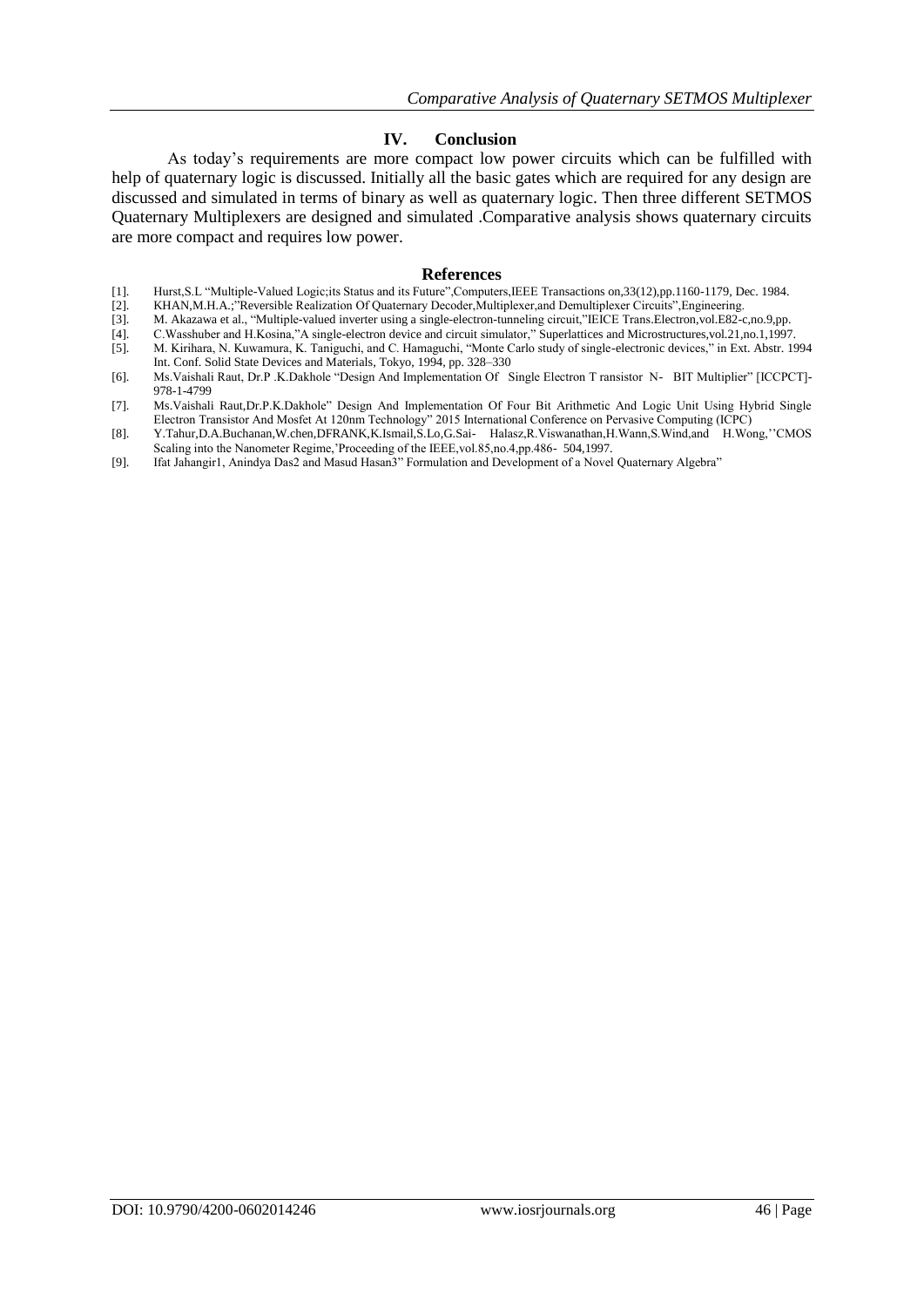## IV. Conclusion

As today's requirements are more compact low power circuits which can be fulfilled with help of quaternary logic is discussed. Initially all the basic gates which are required for any design are discussed and simulated in terms of binary as well as quaternary logic. Then three different SETMOS Quaternary Multiplexers are designed and simulated .Comparative analysis shows quaternary circuits are more compact and requires low power.

## References

[1]. Hurst,S.L "Multiple-Valued Logic;its Status and its Future",Computers,IEEE Transactions on,33(12),pp.1160-1179, Dec. 1984.
[2]. KHAN,M.H.A.;"Reversible Realization Of Quaternary Decoder,Multiplexer,and Demultiplexer Circuits",Engineering.
[3]. M. Akazawa et al., "Multiple-valued inverter using a single-electron-tunneling circuit,"IEICE Trans.Electron,vol.E82-c,no.9,pp.
[4]. C.Wasshuber and H.Kosina,"A single-electron device and circuit simulator," Superlattices and Microstructures,vol.21,no.1,1997.
[5]. M. Kirihara, N. Kuwamura, K. Taniguchi, and C. Hamaguchi, "Monte Carlo study of single-electronic devices," in Ext. Abstr. 1994 Int. Conf. Solid State Devices and Materials, Tokyo, 1994, pp. 328–330
[6]. Ms.Vaishali Raut, Dr.P .K.Dakhole "Design And Implementation Of Single Electron T ransistor N- BIT Multiplier" [ICCPCT]-978-1-4799
[7]. Ms.Vaishali Raut,Dr.P.K.Dakhole" Design And Implementation Of Four Bit Arithmetic And Logic Unit Using Hybrid Single Electron Transistor And Mosfet At 120nm Technology" 2015 International Conference on Pervasive Computing (ICPC)
[8]. Y.Tahur,D.A.Buchanan,W.chen,DFRANK,K.Ismail,S.Lo,G.Sai- Halasz,R.Viswanathan,H.Wann,S.Wind,and H.Wong,''CMOS Scaling into the Nanometer Regime,'Proceeding of the IEEE,vol.85,no.4,pp.486- 504,1997.
[9]. Ifat Jahangir1, Anindya Das2 and Masud Hasan3" Formulation and Development of a Novel Quaternary Algebra"